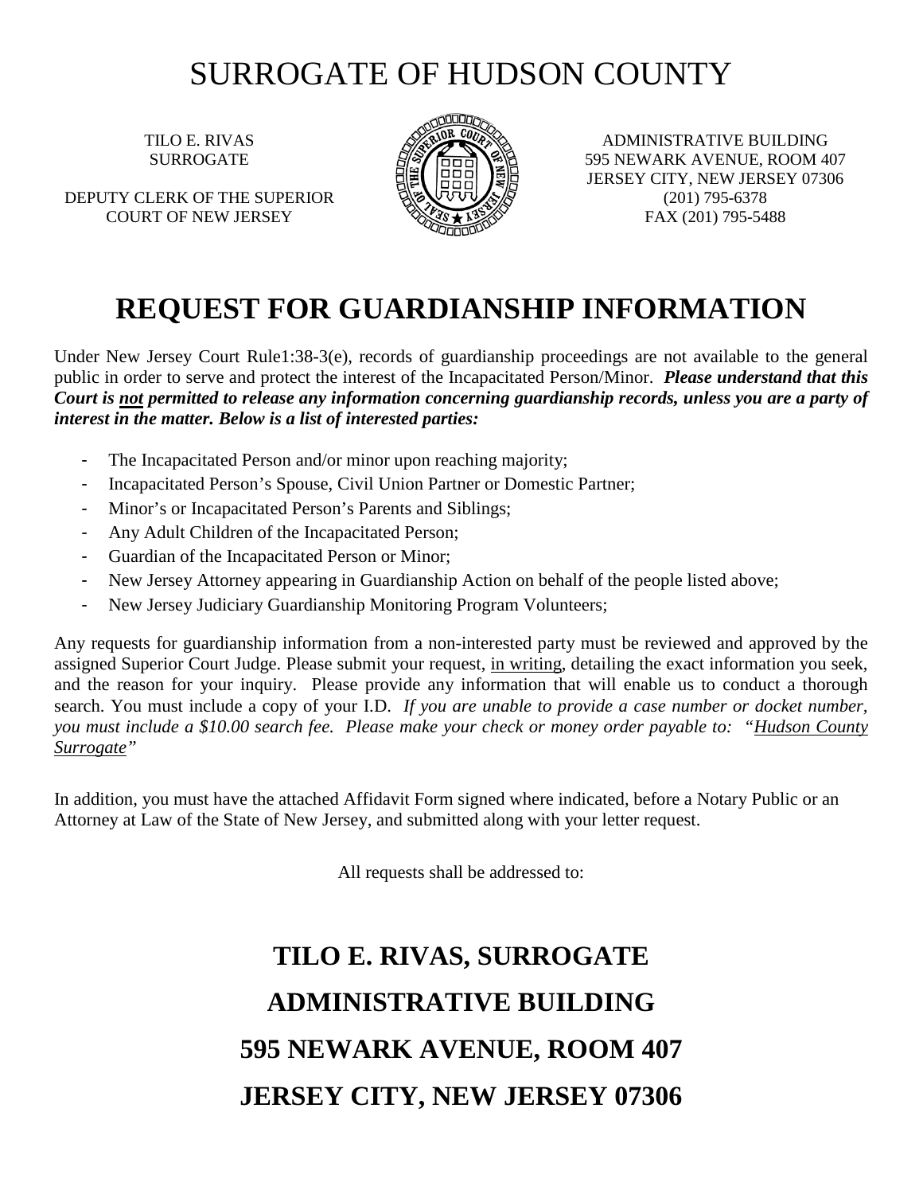# SURROGATE OF HUDSON COUNTY

TILO E. RIVAS
SURROGATE

DEPUTY CLERK OF THE SUPERIOR
COURT OF NEW JERSEY

ADMINISTRATIVE BUILDING
595 NEWARK AVENUE, ROOM 407
JERSEY CITY, NEW JERSEY 07306
(201) 795-6378
FAX (201) 795-5488

# REQUEST FOR GUARDIANSHIP INFORMATION

Under New Jersey Court Rule1:38-3(e), records of guardianship proceedings are not available to the general public in order to serve and protect the interest of the Incapacitated Person/Minor. ***Please understand that this Court is <u>not</u> permitted to release any information concerning guardianship records, unless you are a party of interest in the matter. Below is a list of interested parties:***

- The Incapacitated Person and/or minor upon reaching majority;
- Incapacitated Person's Spouse, Civil Union Partner or Domestic Partner;
- Minor's or Incapacitated Person's Parents and Siblings;
- Any Adult Children of the Incapacitated Person;
- Guardian of the Incapacitated Person or Minor;
- New Jersey Attorney appearing in Guardianship Action on behalf of the people listed above;
- New Jersey Judiciary Guardianship Monitoring Program Volunteers;

Any requests for guardianship information from a non-interested party must be reviewed and approved by the assigned Superior Court Judge. Please submit your request, <u>in writing</u>, detailing the exact information you seek, and the reason for your inquiry. Please provide any information that will enable us to conduct a thorough search. You must include a copy of your I.D. *If you are unable to provide a case number or docket number, you must include a $10.00 search fee. Please make your check or money order payable to: "<u>Hudson County Surrogate</u>"*

In addition, you must have the attached Affidavit Form signed where indicated, before a Notary Public or an Attorney at Law of the State of New Jersey, and submitted along with your letter request.

All requests shall be addressed to:

**TILO E. RIVAS, SURROGATE**

**ADMINISTRATIVE BUILDING**

**595 NEWARK AVENUE, ROOM 407**

**JERSEY CITY, NEW JERSEY 07306**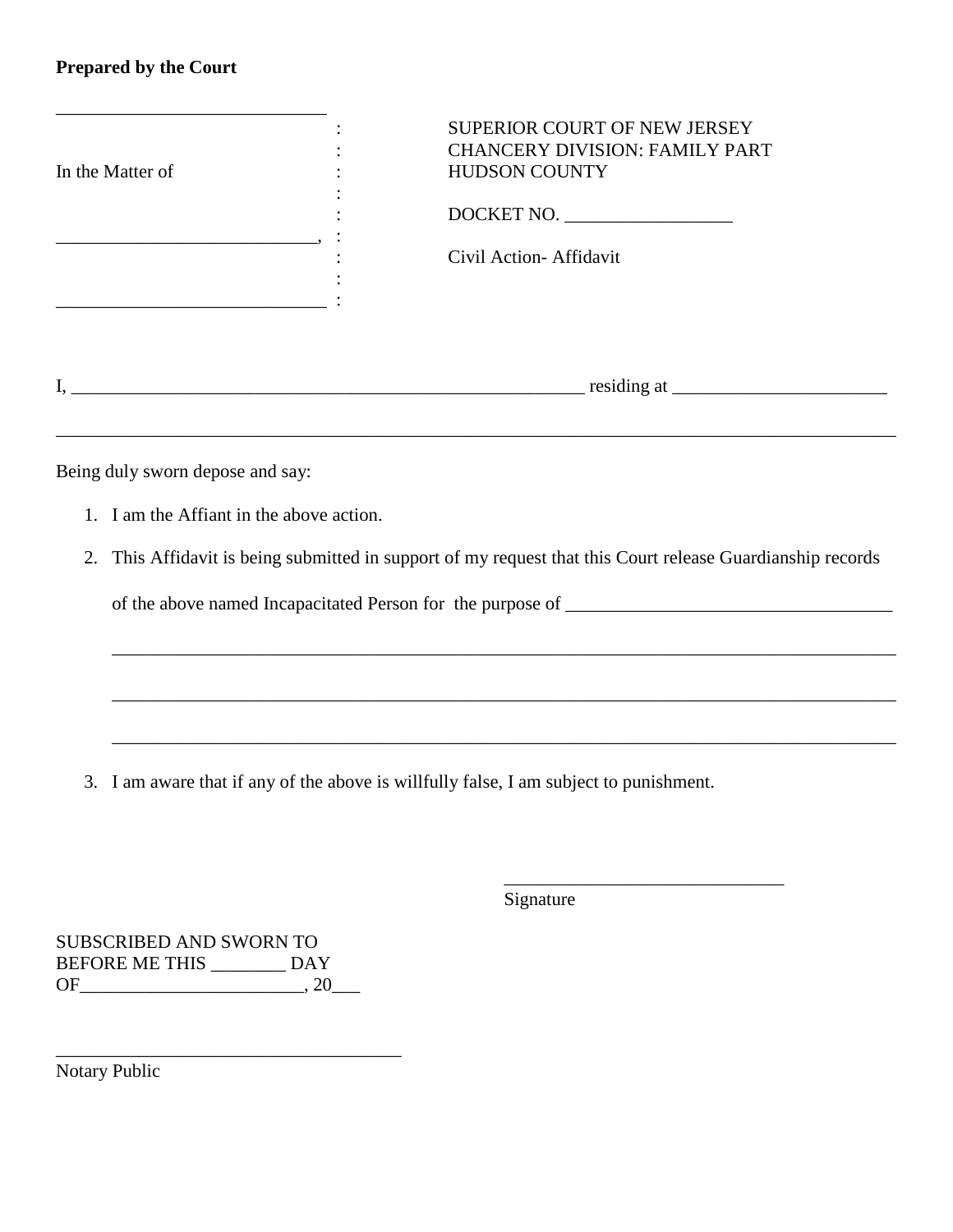**Prepared by the Court**

______________________________

| | | |
|---|---|---|
| | : | SUPERIOR COURT OF NEW JERSEY |
| | : | CHANCERY DIVISION: FAMILY PART |
| In the Matter of | : | HUDSON COUNTY |
| | : | |
| | : | DOCKET NO. __________________ |
| ____________________________, | : | |
| | : | Civil Action- Affidavit |
| | : | |
| ______________________________ | : | |

I, __________________________________________________________ residing at ________________________

____________________________________________________________________________________________

Being duly sworn depose and say:

1. I am the Affiant in the above action.
2. This Affidavit is being submitted in support of my request that this Court release Guardianship records of the above named Incapacitated Person for the purpose of ____________________________________

   ____________________________________________________________________________________

   ____________________________________________________________________________________

   ____________________________________________________________________________________
3. I am aware that if any of the above is willfully false, I am subject to punishment.

______________________________
Signature

SUBSCRIBED AND SWORN TO
BEFORE ME THIS ________ DAY
OF________________________, 20___

_____________________________________
Notary Public